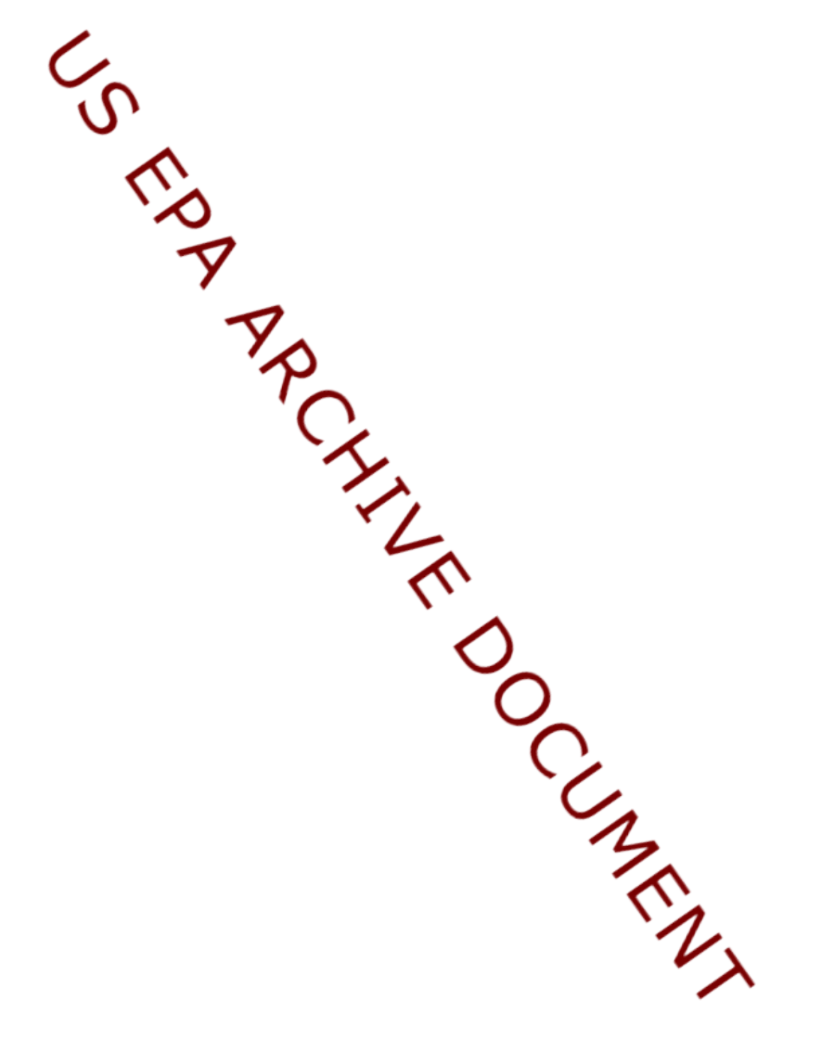US EPA ARCHIVE DOCUMENT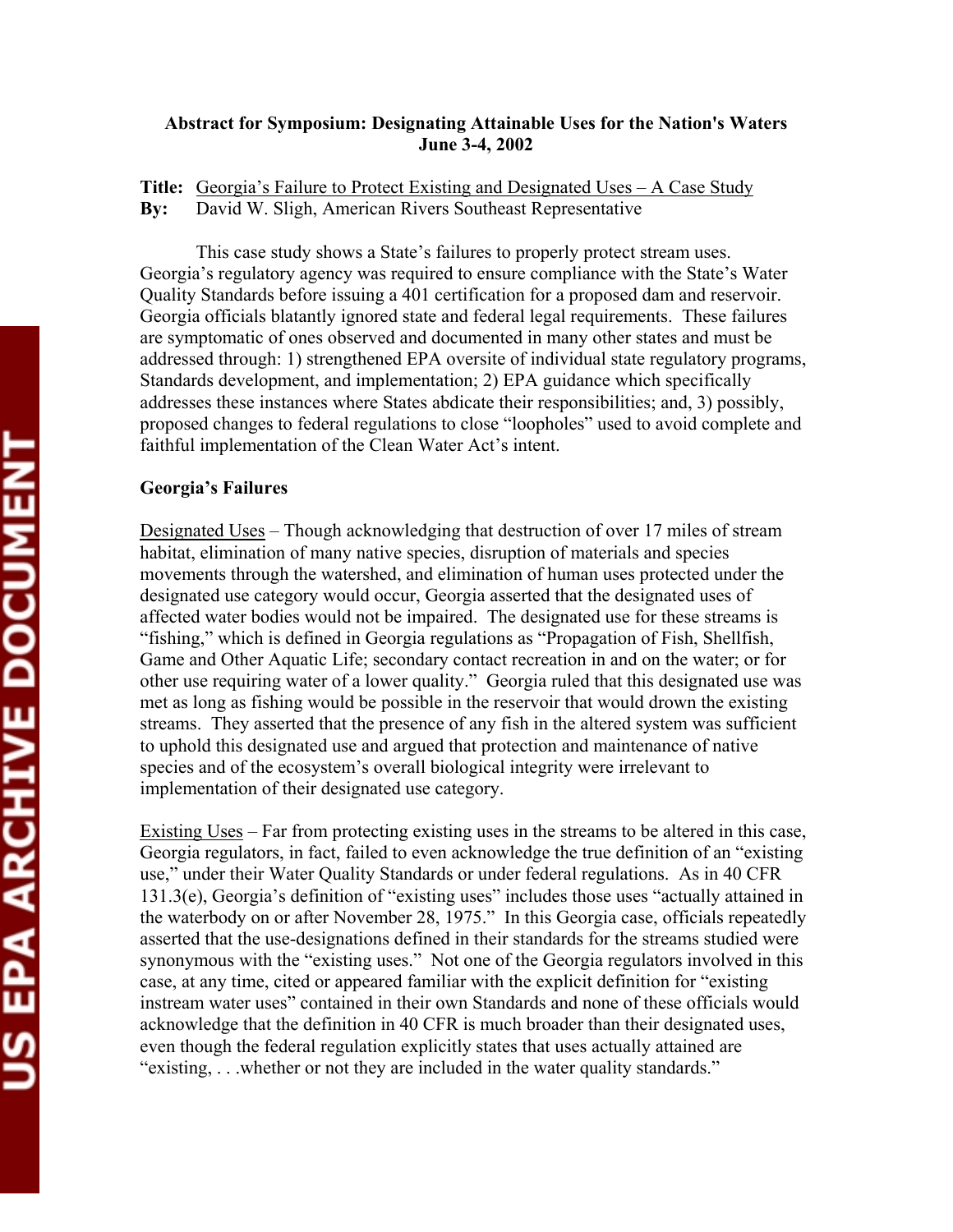**Abstract for Symposium: Designating Attainable Uses for the Nation's Waters**
**June 3-4, 2002**

**Title:** Georgia's Failure to Protect Existing and Designated Uses – A Case Study
**By:** David W. Sligh, American Rivers Southeast Representative

This case study shows a State's failures to properly protect stream uses. Georgia's regulatory agency was required to ensure compliance with the State's Water Quality Standards before issuing a 401 certification for a proposed dam and reservoir. Georgia officials blatantly ignored state and federal legal requirements. These failures are symptomatic of ones observed and documented in many other states and must be addressed through: 1) strengthened EPA oversite of individual state regulatory programs, Standards development, and implementation; 2) EPA guidance which specifically addresses these instances where States abdicate their responsibilities; and, 3) possibly, proposed changes to federal regulations to close "loopholes" used to avoid complete and faithful implementation of the Clean Water Act's intent.

**Georgia's Failures**

Designated Uses – Though acknowledging that destruction of over 17 miles of stream habitat, elimination of many native species, disruption of materials and species movements through the watershed, and elimination of human uses protected under the designated use category would occur, Georgia asserted that the designated uses of affected water bodies would not be impaired. The designated use for these streams is "fishing," which is defined in Georgia regulations as "Propagation of Fish, Shellfish, Game and Other Aquatic Life; secondary contact recreation in and on the water; or for other use requiring water of a lower quality." Georgia ruled that this designated use was met as long as fishing would be possible in the reservoir that would drown the existing streams. They asserted that the presence of any fish in the altered system was sufficient to uphold this designated use and argued that protection and maintenance of native species and of the ecosystem's overall biological integrity were irrelevant to implementation of their designated use category.

Existing Uses – Far from protecting existing uses in the streams to be altered in this case, Georgia regulators, in fact, failed to even acknowledge the true definition of an "existing use," under their Water Quality Standards or under federal regulations. As in 40 CFR 131.3(e), Georgia's definition of "existing uses" includes those uses "actually attained in the waterbody on or after November 28, 1975." In this Georgia case, officials repeatedly asserted that the use-designations defined in their standards for the streams studied were synonymous with the "existing uses." Not one of the Georgia regulators involved in this case, at any time, cited or appeared familiar with the explicit definition for "existing instream water uses" contained in their own Standards and none of these officials would acknowledge that the definition in 40 CFR is much broader than their designated uses, even though the federal regulation explicitly states that uses actually attained are "existing, . . .whether or not they are included in the water quality standards."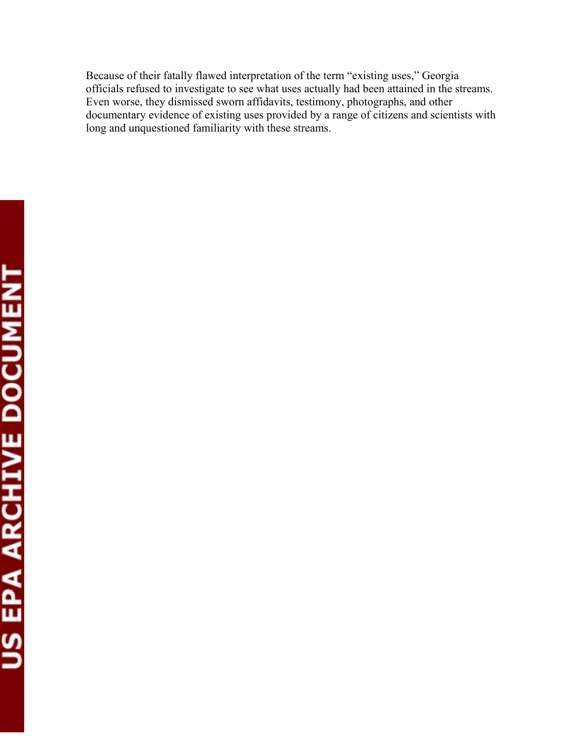Because of their fatally flawed interpretation of the term "existing uses," Georgia officials refused to investigate to see what uses actually had been attained in the streams. Even worse, they dismissed sworn affidavits, testimony, photographs, and other documentary evidence of existing uses provided by a range of citizens and scientists with long and unquestioned familiarity with these streams.